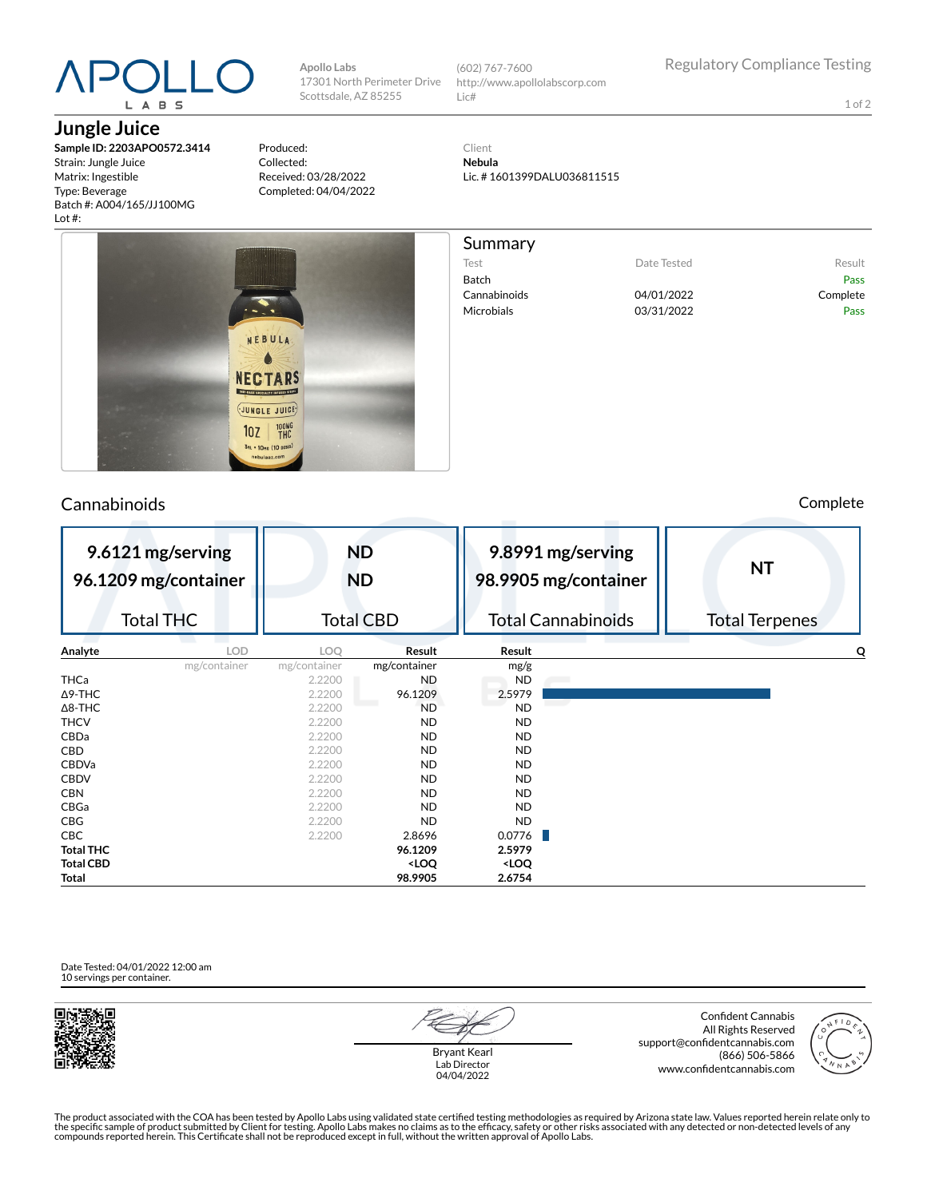# Jungle Juice

Apollo Labs
17301 North Perimeter Drive
Scottsdale, AZ 85255

(602) 767-7600
http://www.apollolabscorp.com
Lic#

Regulatory Compliance Testing

**Sample ID: 2203APO0572.3414**
Strain: Jungle Juice
Matrix: Ingestible
Type: Beverage
Batch #: A004/165/JJ100MG
Lot #:

Produced:
Collected:
Received: 03/28/2022
Completed: 04/04/2022

Client
**Nebula**
Lic. # 1601399DALU036811515

## Summary

| Test | Date Tested | Result |
|---|---|---|
| Batch | | Pass |
| Cannabinoids | 04/01/2022 | Complete |
| Microbials | 03/31/2022 | Pass |

## Cannabinoids

Complete

| Total THC | Total CBD | Total Cannabinoids | Total Terpenes |
|---|---|---|---|
| 9.6121 mg/serving<br>96.1209 mg/container | ND<br>ND | 9.8991 mg/serving<br>98.9905 mg/container | NT |

| Analyte | LOD<br>mg/container | LOQ<br>mg/container | Result<br>mg/container | Result<br>mg/g | Q |
|---|---|---|---|---|---|
| THCa | | 2.2200 | ND | ND | |
| Δ9-THC | | 2.2200 | 96.1209 | 2.5979 | |
| Δ8-THC | | 2.2200 | ND | ND | |
| THCV | | 2.2200 | ND | ND | |
| CBDa | | 2.2200 | ND | ND | |
| CBD | | 2.2200 | ND | ND | |
| CBDVa | | 2.2200 | ND | ND | |
| CBDV | | 2.2200 | ND | ND | |
| CBN | | 2.2200 | ND | ND | |
| CBGa | | 2.2200 | ND | ND | |
| CBG | | 2.2200 | ND | ND | |
| CBC | | 2.2200 | 2.8696 | 0.0776 | |
| **Total THC** | | | **96.1209** | **2.5979** | |
| **Total CBD** | | | **<LOQ** | **<LOQ** | |
| **Total** | | | **98.9905** | **2.6754** | |

Date Tested: 04/01/2022 12:00 am
10 servings per container.

Bryant Kearl
Lab Director
04/04/2022

Confident Cannabis
All Rights Reserved
support@confidentcannabis.com
(866) 506-5866
www.confidentcannabis.com

The product associated with the COA has been tested by Apollo Labs using validated state certified testing methodologies as required by Arizona state law. Values reported herein relate only to the specific sample of product submitted by Client for testing. Apollo Labs makes no claims as to the efficacy, safety or other risks associated with any detected or non-detected levels of any compounds reported herein. This Certificate shall not be reproduced except in full, without the written approval of Apollo Labs.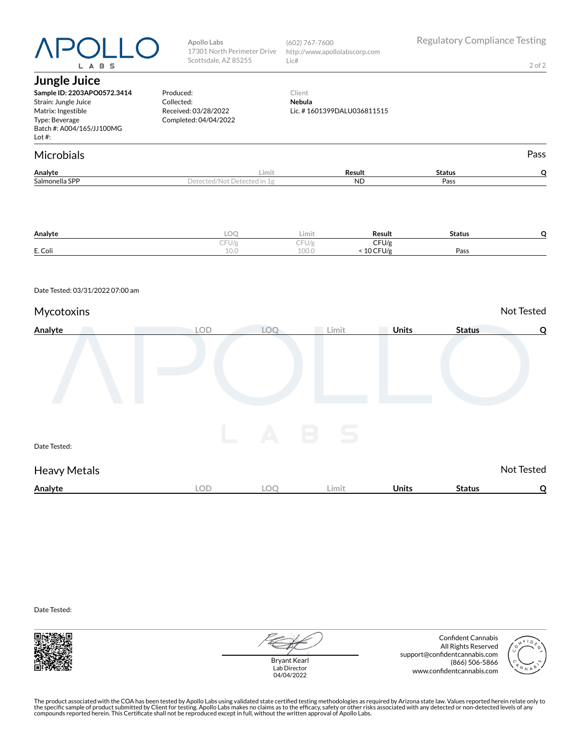# APOLLO LABS

Apollo Labs
17301 North Perimeter Drive
Scottsdale, AZ 85255

(602) 767-7600
http://www.apollolabscorp.com
Lic#

Regulatory Compliance Testing

## Jungle Juice

**Sample ID: 2203APO0572.3414**
Strain: Jungle Juice
Matrix: Ingestible
Type: Beverage
Batch #: A004/165/JJ100MG
Lot #:

Produced:
Collected:
Received: 03/28/2022
Completed: 04/04/2022

Client
**Nebula**
Lic. # 1601399DALU036811515

## Microbials

Pass

| Analyte | Limit | Result | Status | Q |
|---|---|---|---|---|
| Salmonella SPP | Detected/Not Detected in 1g | ND | Pass | |

| Analyte | LOQ | Limit | Result | Status | Q |
|---|---|---|---|---|---|
| | CFU/g | CFU/g | CFU/g | | |
| E. Coli | 10.0 | 100.0 | < 10 CFU/g | Pass | |

Date Tested: 03/31/2022 07:00 am

## Mycotoxins

Not Tested

| Analyte | LOD | LOQ | Limit | Units | Status | Q |
|---|---|---|---|---|---|---|

Date Tested:

## Heavy Metals

Not Tested

| Analyte | LOD | LOQ | Limit | Units | Status | Q |
|---|---|---|---|---|---|---|

Date Tested:

Bryant Kearl
Lab Director
04/04/2022

Confident Cannabis
All Rights Reserved
support@confidentcannabis.com
(866) 506-5866
www.confidentcannabis.com

The product associated with the COA has been tested by Apollo Labs using validated state certified testing methodologies as required by Arizona state law. Values reported herein relate only to the specific sample of product submitted by Client for testing. Apollo Labs makes no claims as to the efficacy, safety or other risks associated with any detected or non-detected levels of any compounds reported herein. This Certificate shall not be reproduced except in full, without the written approval of Apollo Labs.